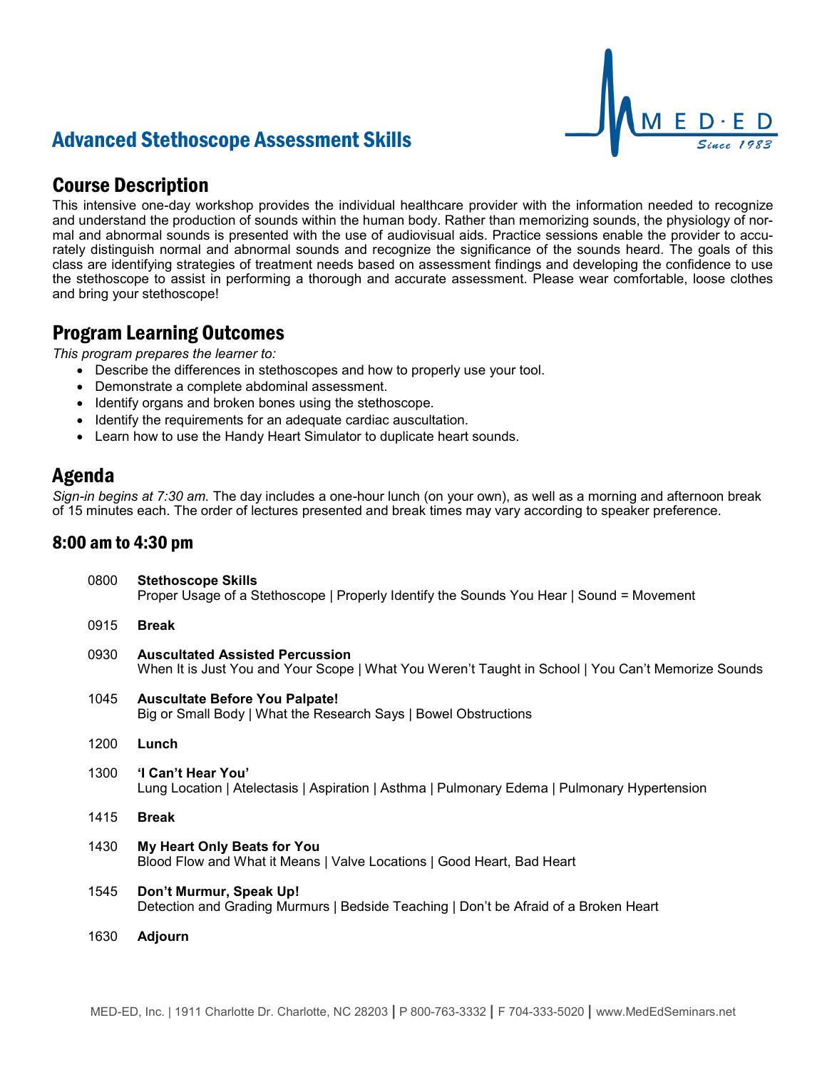# Advanced Stethoscope Assessment Skills

MED·ED
Since 1983

## Course Description

This intensive one-day workshop provides the individual healthcare provider with the information needed to recognize and understand the production of sounds within the human body. Rather than memorizing sounds, the physiology of normal and abnormal sounds is presented with the use of audiovisual aids. Practice sessions enable the provider to accurately distinguish normal and abnormal sounds and recognize the significance of the sounds heard. The goals of this class are identifying strategies of treatment needs based on assessment findings and developing the confidence to use the stethoscope to assist in performing a thorough and accurate assessment. Please wear comfortable, loose clothes and bring your stethoscope!

## Program Learning Outcomes

*This program prepares the learner to:*

- Describe the differences in stethoscopes and how to properly use your tool.
- Demonstrate a complete abdominal assessment.
- Identify organs and broken bones using the stethoscope.
- Identify the requirements for an adequate cardiac auscultation.
- Learn how to use the Handy Heart Simulator to duplicate heart sounds.

## Agenda

*Sign-in begins at 7:30 am.* The day includes a one-hour lunch (on your own), as well as a morning and afternoon break of 15 minutes each. The order of lectures presented and break times may vary according to speaker preference.

### 8:00 am to 4:30 pm

0800 **Stethoscope Skills**
Proper Usage of a Stethoscope | Properly Identify the Sounds You Hear | Sound = Movement

0915 **Break**

0930 **Auscultated Assisted Percussion**
When It is Just You and Your Scope | What You Weren't Taught in School | You Can't Memorize Sounds

1045 **Auscultate Before You Palpate!**
Big or Small Body | What the Research Says | Bowel Obstructions

1200 **Lunch**

1300 **'I Can't Hear You'**
Lung Location | Atelectasis | Aspiration | Asthma | Pulmonary Edema | Pulmonary Hypertension

1415 **Break**

1430 **My Heart Only Beats for You**
Blood Flow and What it Means | Valve Locations | Good Heart, Bad Heart

1545 **Don't Murmur, Speak Up!**
Detection and Grading Murmurs | Bedside Teaching | Don't be Afraid of a Broken Heart

1630 **Adjourn**

MED-ED, Inc. | 1911 Charlotte Dr. Charlotte, NC 28203 | P 800-763-3332 | F 704-333-5020 | www.MedEdSeminars.net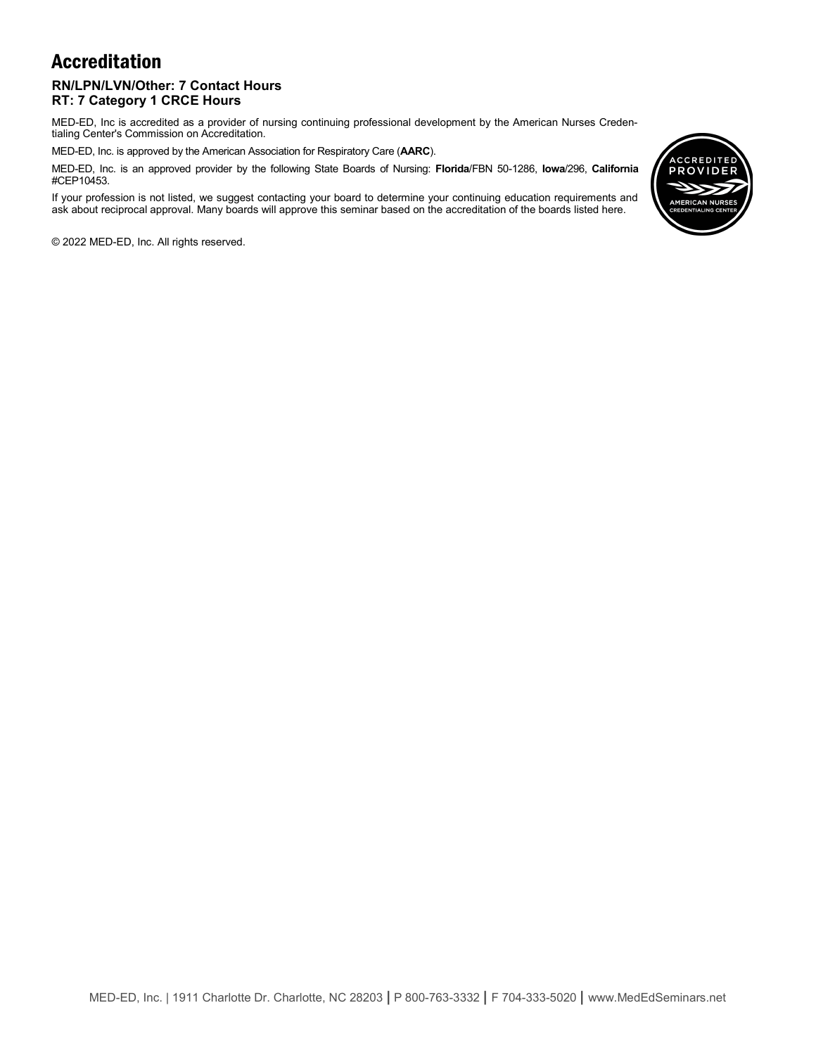# Accreditation

**RN/LPN/LVN/Other: 7 Contact Hours**
**RT: 7 Category 1 CRCE Hours**

MED-ED, Inc is accredited as a provider of nursing continuing professional development by the American Nurses Credentialing Center's Commission on Accreditation.

MED-ED, Inc. is approved by the American Association for Respiratory Care (**AARC**).

MED-ED, Inc. is an approved provider by the following State Boards of Nursing: **Florida**/FBN 50-1286, **Iowa**/296, **California** #CEP10453.

If your profession is not listed, we suggest contacting your board to determine your continuing education requirements and ask about reciprocal approval. Many boards will approve this seminar based on the accreditation of the boards listed here.

ACCREDITED PROVIDER
AMERICAN NURSES CREDENTIALING CENTER

© 2022 MED-ED, Inc. All rights reserved.

MED-ED, Inc. | 1911 Charlotte Dr. Charlotte, NC 28203 | P 800-763-3332 | F 704-333-5020 | www.MedEdSeminars.net